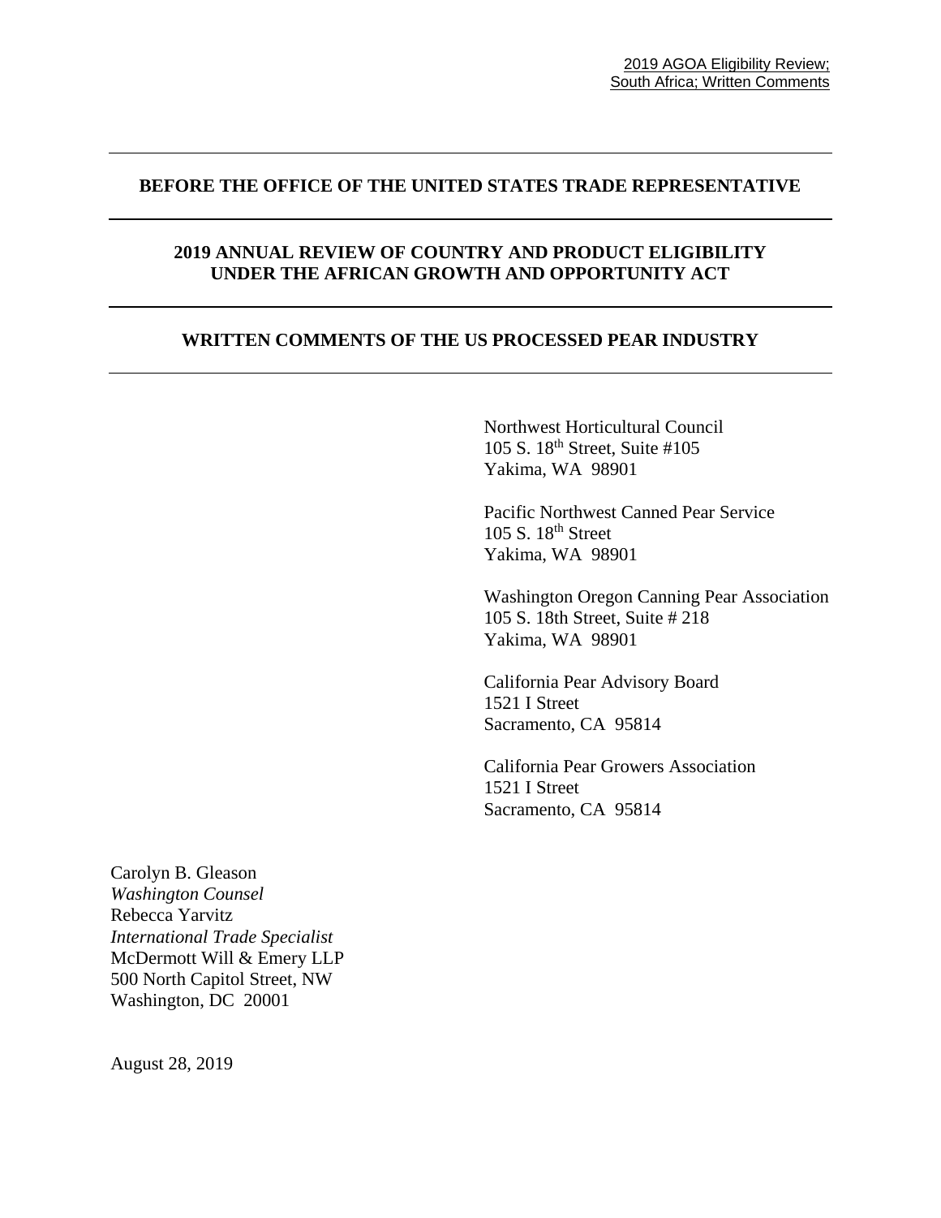2019 AGOA Eligibility Review;
South Africa; Written Comments

---

**BEFORE THE OFFICE OF THE UNITED STATES TRADE REPRESENTATIVE**

---

**2019 ANNUAL REVIEW OF COUNTRY AND PRODUCT ELIGIBILITY UNDER THE AFRICAN GROWTH AND OPPORTUNITY ACT**

---

**WRITTEN COMMENTS OF THE US PROCESSED PEAR INDUSTRY**

---

Northwest Horticultural Council
105 S. 18th Street, Suite #105
Yakima, WA 98901

Pacific Northwest Canned Pear Service
105 S. 18th Street
Yakima, WA 98901

Washington Oregon Canning Pear Association
105 S. 18th Street, Suite # 218
Yakima, WA 98901

California Pear Advisory Board
1521 I Street
Sacramento, CA 95814

California Pear Growers Association
1521 I Street
Sacramento, CA 95814

Carolyn B. Gleason
*Washington Counsel*
Rebecca Yarvitz
*International Trade Specialist*
McDermott Will & Emery LLP
500 North Capitol Street, NW
Washington, DC 20001

August 28, 2019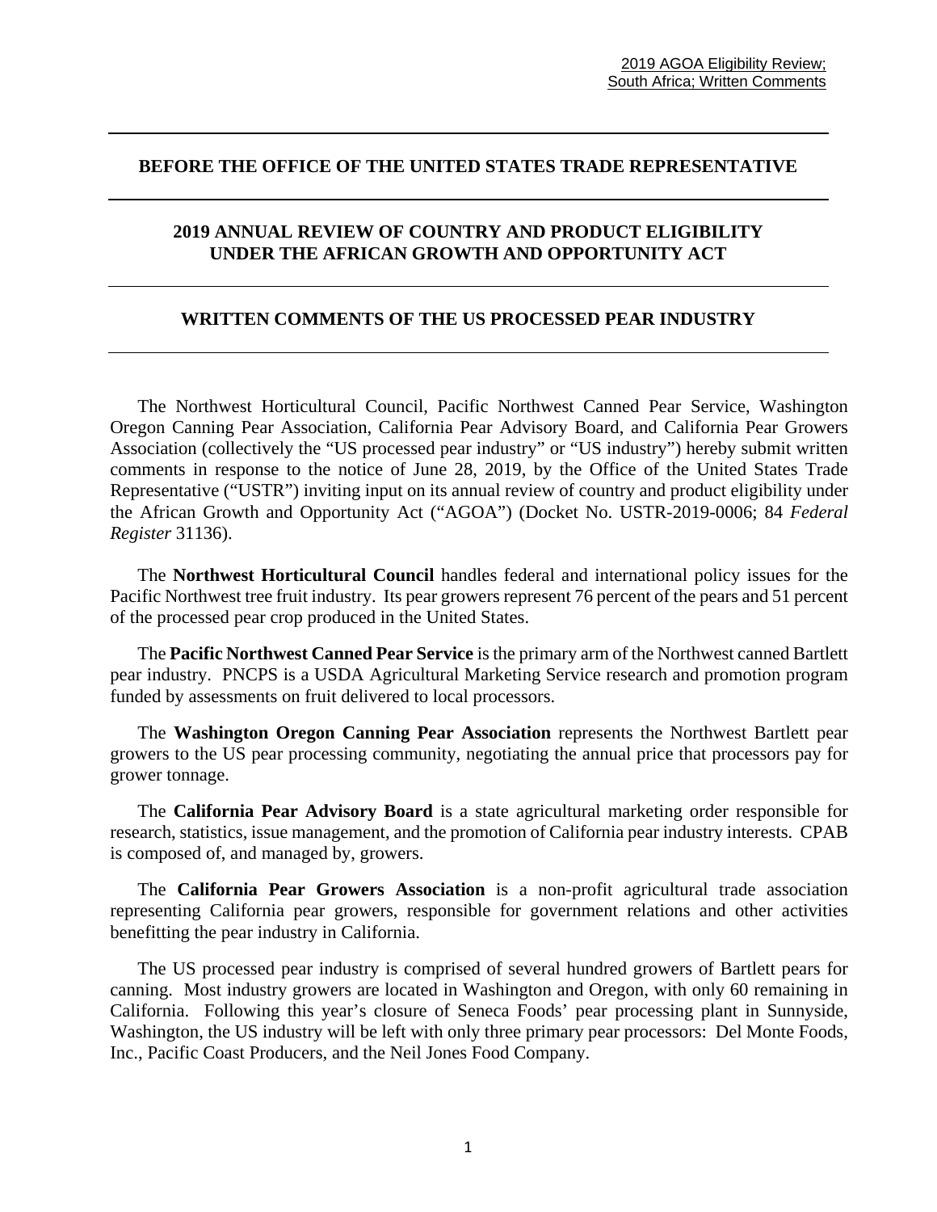# BEFORE THE OFFICE OF THE UNITED STATES TRADE REPRESENTATIVE

## 2019 ANNUAL REVIEW OF COUNTRY AND PRODUCT ELIGIBILITY UNDER THE AFRICAN GROWTH AND OPPORTUNITY ACT

## WRITTEN COMMENTS OF THE US PROCESSED PEAR INDUSTRY

The Northwest Horticultural Council, Pacific Northwest Canned Pear Service, Washington Oregon Canning Pear Association, California Pear Advisory Board, and California Pear Growers Association (collectively the "US processed pear industry" or "US industry") hereby submit written comments in response to the notice of June 28, 2019, by the Office of the United States Trade Representative ("USTR") inviting input on its annual review of country and product eligibility under the African Growth and Opportunity Act ("AGOA") (Docket No. USTR-2019-0006; 84 *Federal Register* 31136).

The **Northwest Horticultural Council** handles federal and international policy issues for the Pacific Northwest tree fruit industry. Its pear growers represent 76 percent of the pears and 51 percent of the processed pear crop produced in the United States.

The **Pacific Northwest Canned Pear Service** is the primary arm of the Northwest canned Bartlett pear industry. PNCPS is a USDA Agricultural Marketing Service research and promotion program funded by assessments on fruit delivered to local processors.

The **Washington Oregon Canning Pear Association** represents the Northwest Bartlett pear growers to the US pear processing community, negotiating the annual price that processors pay for grower tonnage.

The **California Pear Advisory Board** is a state agricultural marketing order responsible for research, statistics, issue management, and the promotion of California pear industry interests. CPAB is composed of, and managed by, growers.

The **California Pear Growers Association** is a non-profit agricultural trade association representing California pear growers, responsible for government relations and other activities benefitting the pear industry in California.

The US processed pear industry is comprised of several hundred growers of Bartlett pears for canning. Most industry growers are located in Washington and Oregon, with only 60 remaining in California. Following this year's closure of Seneca Foods' pear processing plant in Sunnyside, Washington, the US industry will be left with only three primary pear processors: Del Monte Foods, Inc., Pacific Coast Producers, and the Neil Jones Food Company.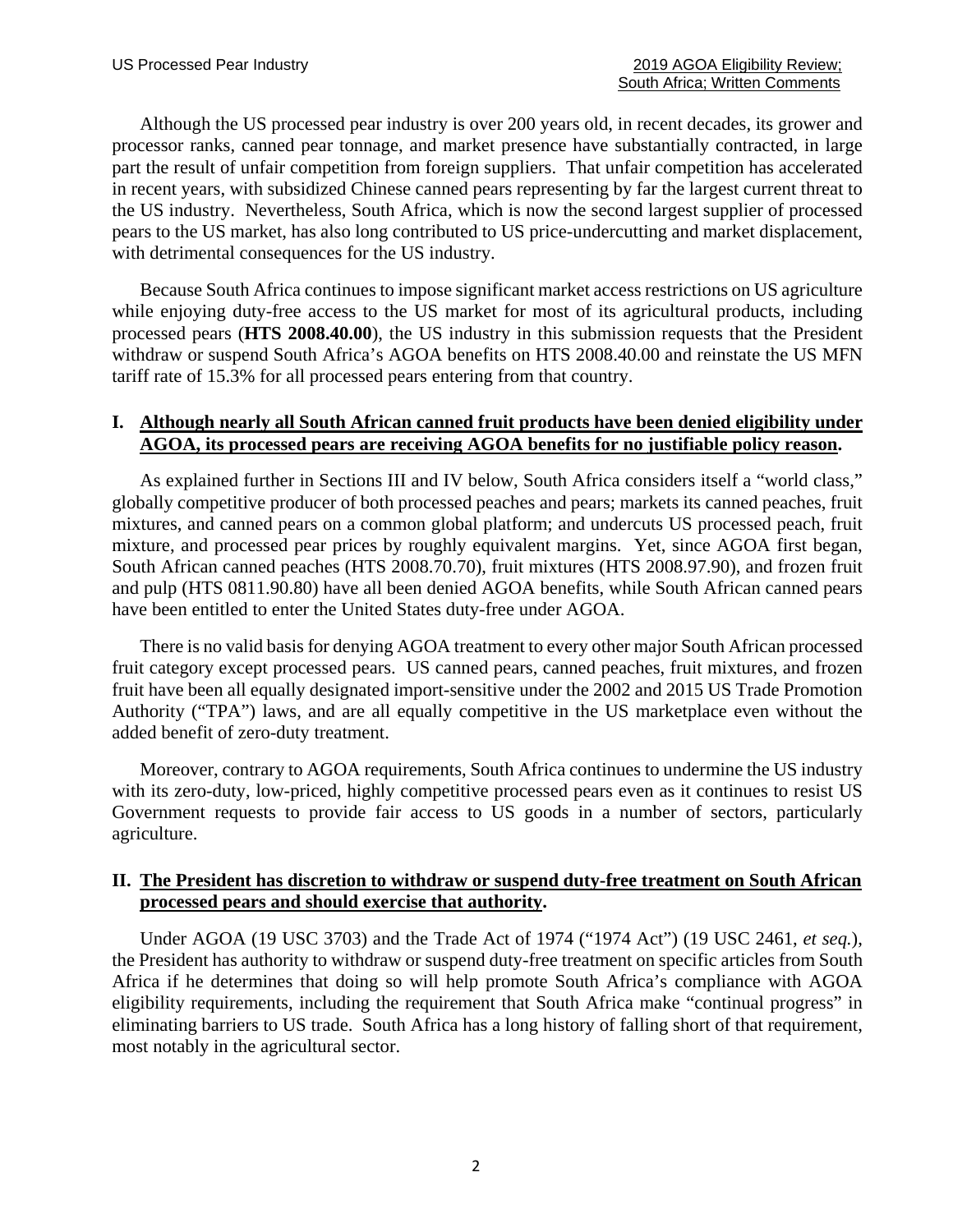Although the US processed pear industry is over 200 years old, in recent decades, its grower and processor ranks, canned pear tonnage, and market presence have substantially contracted, in large part the result of unfair competition from foreign suppliers. That unfair competition has accelerated in recent years, with subsidized Chinese canned pears representing by far the largest current threat to the US industry. Nevertheless, South Africa, which is now the second largest supplier of processed pears to the US market, has also long contributed to US price-undercutting and market displacement, with detrimental consequences for the US industry.

Because South Africa continues to impose significant market access restrictions on US agriculture while enjoying duty-free access to the US market for most of its agricultural products, including processed pears (**HTS 2008.40.00**), the US industry in this submission requests that the President withdraw or suspend South Africa's AGOA benefits on HTS 2008.40.00 and reinstate the US MFN tariff rate of 15.3% for all processed pears entering from that country.

## I. <u>Although nearly all South African canned fruit products have been denied eligibility under AGOA, its processed pears are receiving AGOA benefits for no justifiable policy reason</u>.

As explained further in Sections III and IV below, South Africa considers itself a "world class," globally competitive producer of both processed peaches and pears; markets its canned peaches, fruit mixtures, and canned pears on a common global platform; and undercuts US processed peach, fruit mixture, and processed pear prices by roughly equivalent margins. Yet, since AGOA first began, South African canned peaches (HTS 2008.70.70), fruit mixtures (HTS 2008.97.90), and frozen fruit and pulp (HTS 0811.90.80) have all been denied AGOA benefits, while South African canned pears have been entitled to enter the United States duty-free under AGOA.

There is no valid basis for denying AGOA treatment to every other major South African processed fruit category except processed pears. US canned pears, canned peaches, fruit mixtures, and frozen fruit have been all equally designated import-sensitive under the 2002 and 2015 US Trade Promotion Authority ("TPA") laws, and are all equally competitive in the US marketplace even without the added benefit of zero-duty treatment.

Moreover, contrary to AGOA requirements, South Africa continues to undermine the US industry with its zero-duty, low-priced, highly competitive processed pears even as it continues to resist US Government requests to provide fair access to US goods in a number of sectors, particularly agriculture.

## II. <u>The President has discretion to withdraw or suspend duty-free treatment on South African processed pears and should exercise that authority</u>.

Under AGOA (19 USC 3703) and the Trade Act of 1974 ("1974 Act") (19 USC 2461, *et seq.*), the President has authority to withdraw or suspend duty-free treatment on specific articles from South Africa if he determines that doing so will help promote South Africa's compliance with AGOA eligibility requirements, including the requirement that South Africa make "continual progress" in eliminating barriers to US trade. South Africa has a long history of falling short of that requirement, most notably in the agricultural sector.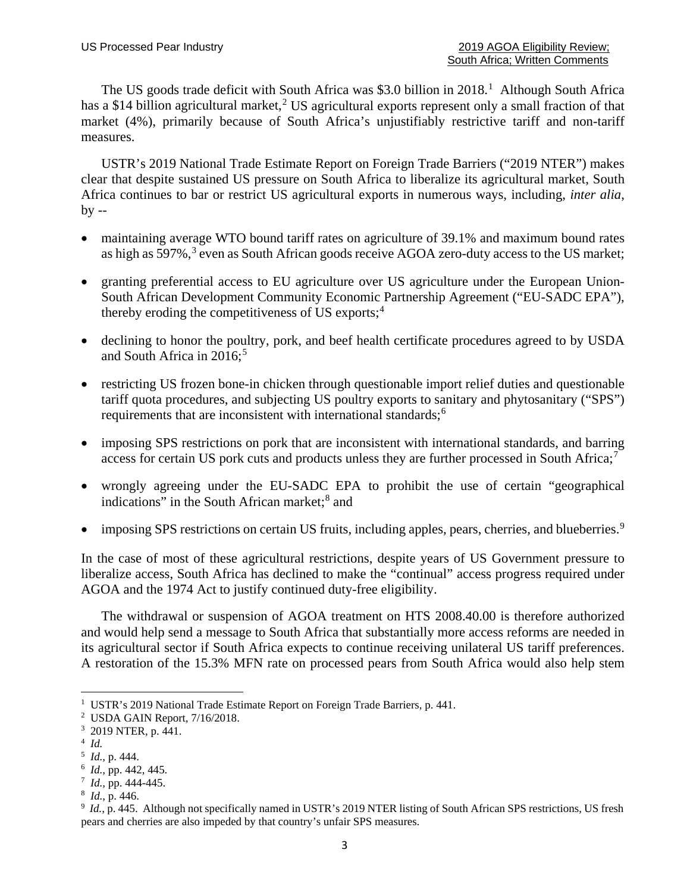The US goods trade deficit with South Africa was $3.0 billion in 2018.[1] Although South Africa has a $14 billion agricultural market,[2] US agricultural exports represent only a small fraction of that market (4%), primarily because of South Africa's unjustifiably restrictive tariff and non-tariff measures.

USTR's 2019 National Trade Estimate Report on Foreign Trade Barriers ("2019 NTER") makes clear that despite sustained US pressure on South Africa to liberalize its agricultural market, South Africa continues to bar or restrict US agricultural exports in numerous ways, including, *inter alia*, by --

- maintaining average WTO bound tariff rates on agriculture of 39.1% and maximum bound rates as high as 597%,[3] even as South African goods receive AGOA zero-duty access to the US market;
- granting preferential access to EU agriculture over US agriculture under the European Union-South African Development Community Economic Partnership Agreement ("EU-SADC EPA"), thereby eroding the competitiveness of US exports;[4]
- declining to honor the poultry, pork, and beef health certificate procedures agreed to by USDA and South Africa in 2016;[5]
- restricting US frozen bone-in chicken through questionable import relief duties and questionable tariff quota procedures, and subjecting US poultry exports to sanitary and phytosanitary ("SPS") requirements that are inconsistent with international standards;[6]
- imposing SPS restrictions on pork that are inconsistent with international standards, and barring access for certain US pork cuts and products unless they are further processed in South Africa;[7]
- wrongly agreeing under the EU-SADC EPA to prohibit the use of certain "geographical indications" in the South African market;[8] and
- imposing SPS restrictions on certain US fruits, including apples, pears, cherries, and blueberries.[9]

In the case of most of these agricultural restrictions, despite years of US Government pressure to liberalize access, South Africa has declined to make the "continual" access progress required under AGOA and the 1974 Act to justify continued duty-free eligibility.

The withdrawal or suspension of AGOA treatment on HTS 2008.40.00 is therefore authorized and would help send a message to South Africa that substantially more access reforms are needed in its agricultural sector if South Africa expects to continue receiving unilateral US tariff preferences. A restoration of the 15.3% MFN rate on processed pears from South Africa would also help stem

---

[1] USTR's 2019 National Trade Estimate Report on Foreign Trade Barriers, p. 441.

[2] USDA GAIN Report, 7/16/2018.

[3] 2019 NTER, p. 441.

[4] *Id.*

[5] *Id.*, p. 444.

[6] *Id.*, pp. 442, 445.

[7] *Id.*, pp. 444-445.

[8] *Id.*, p. 446.

[9] *Id.*, p. 445. Although not specifically named in USTR's 2019 NTER listing of South African SPS restrictions, US fresh pears and cherries are also impeded by that country's unfair SPS measures.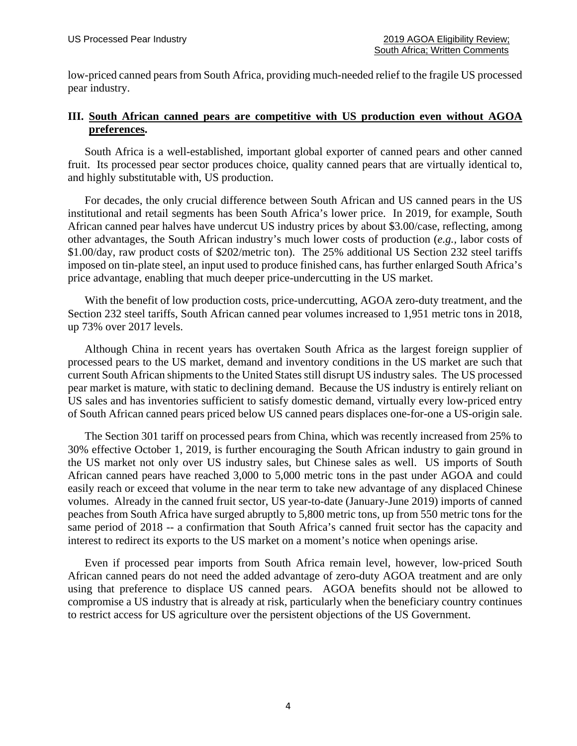low-priced canned pears from South Africa, providing much-needed relief to the fragile US processed pear industry.

## III. South African canned pears are competitive with US production even without AGOA preferences.

South Africa is a well-established, important global exporter of canned pears and other canned fruit. Its processed pear sector produces choice, quality canned pears that are virtually identical to, and highly substitutable with, US production.

For decades, the only crucial difference between South African and US canned pears in the US institutional and retail segments has been South Africa's lower price. In 2019, for example, South African canned pear halves have undercut US industry prices by about $3.00/case, reflecting, among other advantages, the South African industry's much lower costs of production (*e.g.*, labor costs of $1.00/day, raw product costs of $202/metric ton). The 25% additional US Section 232 steel tariffs imposed on tin-plate steel, an input used to produce finished cans, has further enlarged South Africa's price advantage, enabling that much deeper price-undercutting in the US market.

With the benefit of low production costs, price-undercutting, AGOA zero-duty treatment, and the Section 232 steel tariffs, South African canned pear volumes increased to 1,951 metric tons in 2018, up 73% over 2017 levels.

Although China in recent years has overtaken South Africa as the largest foreign supplier of processed pears to the US market, demand and inventory conditions in the US market are such that current South African shipments to the United States still disrupt US industry sales. The US processed pear market is mature, with static to declining demand. Because the US industry is entirely reliant on US sales and has inventories sufficient to satisfy domestic demand, virtually every low-priced entry of South African canned pears priced below US canned pears displaces one-for-one a US-origin sale.

The Section 301 tariff on processed pears from China, which was recently increased from 25% to 30% effective October 1, 2019, is further encouraging the South African industry to gain ground in the US market not only over US industry sales, but Chinese sales as well. US imports of South African canned pears have reached 3,000 to 5,000 metric tons in the past under AGOA and could easily reach or exceed that volume in the near term to take new advantage of any displaced Chinese volumes. Already in the canned fruit sector, US year-to-date (January-June 2019) imports of canned peaches from South Africa have surged abruptly to 5,800 metric tons, up from 550 metric tons for the same period of 2018 -- a confirmation that South Africa's canned fruit sector has the capacity and interest to redirect its exports to the US market on a moment's notice when openings arise.

Even if processed pear imports from South Africa remain level, however, low-priced South African canned pears do not need the added advantage of zero-duty AGOA treatment and are only using that preference to displace US canned pears. AGOA benefits should not be allowed to compromise a US industry that is already at risk, particularly when the beneficiary country continues to restrict access for US agriculture over the persistent objections of the US Government.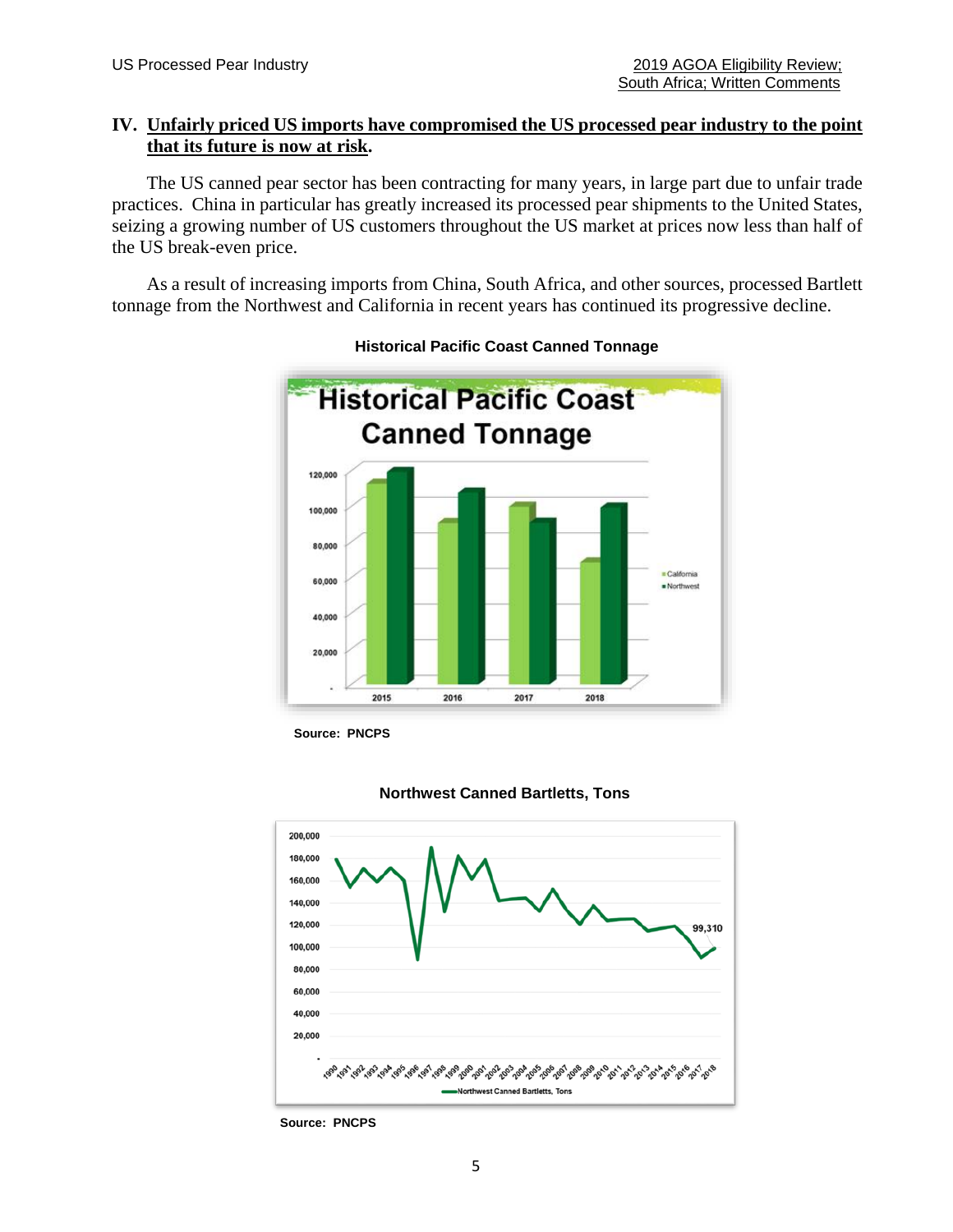## IV. Unfairly priced US imports have compromised the US processed pear industry to the point that its future is now at risk.

The US canned pear sector has been contracting for many years, in large part due to unfair trade practices. China in particular has greatly increased its processed pear shipments to the United States, seizing a growing number of US customers throughout the US market at prices now less than half of the US break-even price.

As a result of increasing imports from China, South Africa, and other sources, processed Bartlett tonnage from the Northwest and California in recent years has continued its progressive decline.

**Historical Pacific Coast Canned Tonnage**

Historical Pacific Coast Canned Tonnage

120,000
100,000
80,000
60,000
40,000
20,000
-

2015
2016
2017
2018

California
Northwest

Source: PNCPS

**Northwest Canned Bartletts, Tons**

200,000
180,000
160,000
140,000
120,000
100,000
80,000
60,000
40,000
20,000
-

1990 1991 1992 1993 1994 1995 1996 1997 1998 1999 2000 2001 2002 2003 2004 2005 2006 2007 2008 2009 2010 2011 2012 2013 2014 2015 2016 2017 2018

99,310

Northwest Canned Bartletts, Tons

Source: PNCPS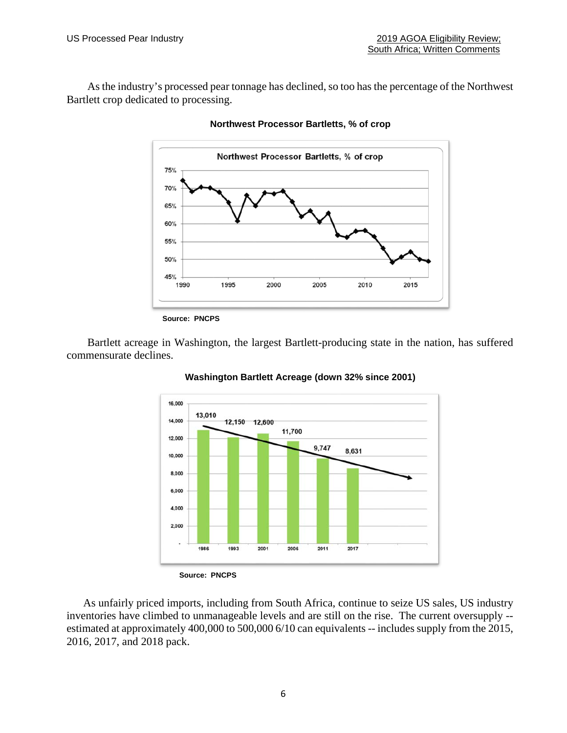As the industry's processed pear tonnage has declined, so too has the percentage of the Northwest Bartlett crop dedicated to processing.

**Northwest Processor Bartletts, % of crop**

Northwest Processor Bartletts, % of crop

75%
70%
65%
60%
55%
50%
45%

1990
1995
2000
2005
2010
2015

**Source: PNCPS**

Bartlett acreage in Washington, the largest Bartlett-producing state in the nation, has suffered commensurate declines.

**Washington Bartlett Acreage (down 32% since 2001)**

16,000
14,000
12,000
10,000
8,000
6,000
4,000
2,000
-

13,010
12,150
12,600
11,700
9,747
8,631

1986
1993
2001
2006
2011
2017

**Source: PNCPS**

As unfairly priced imports, including from South Africa, continue to seize US sales, US industry inventories have climbed to unmanageable levels and are still on the rise. The current oversupply -- estimated at approximately 400,000 to 500,000 6/10 can equivalents -- includes supply from the 2015, 2016, 2017, and 2018 pack.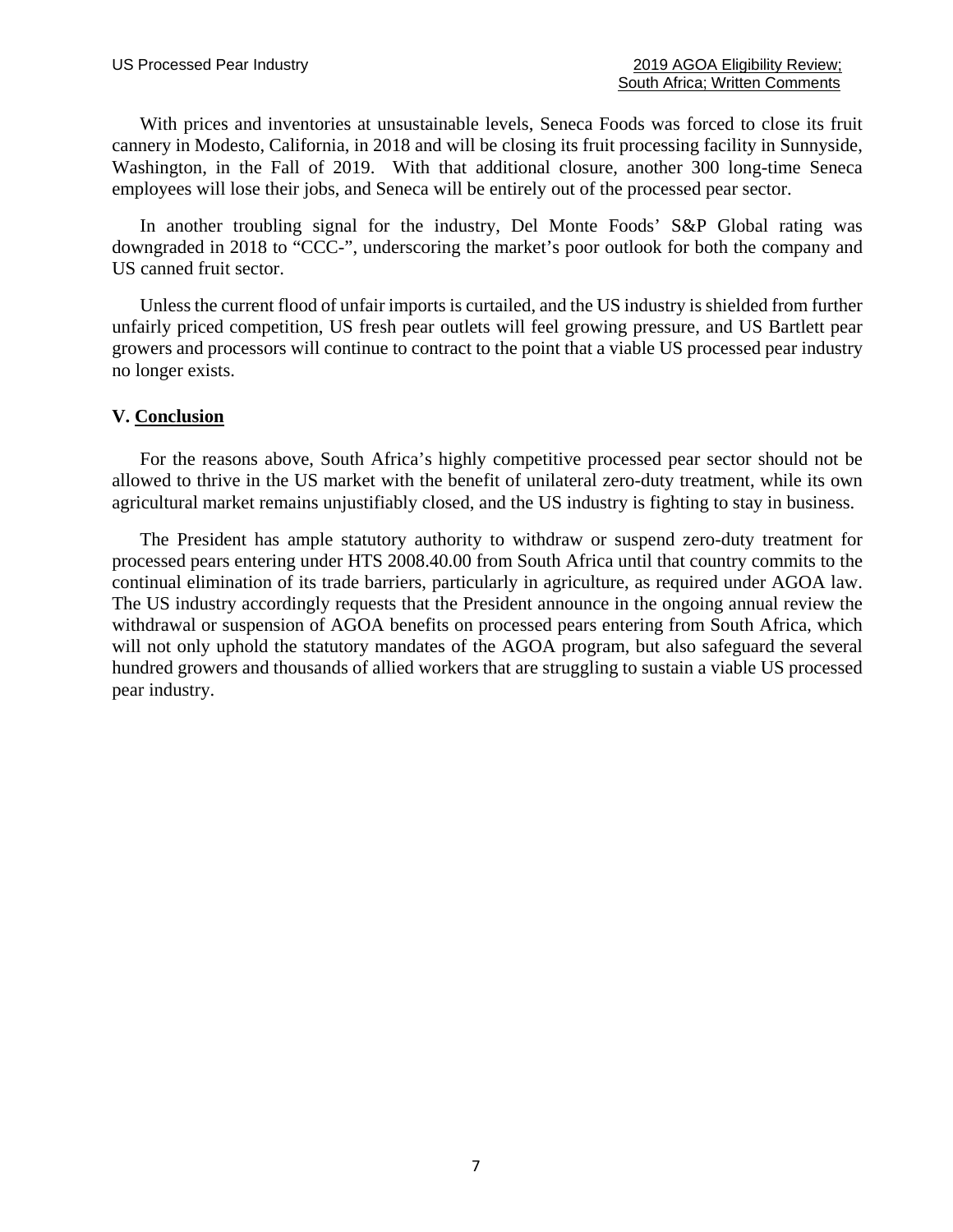With prices and inventories at unsustainable levels, Seneca Foods was forced to close its fruit cannery in Modesto, California, in 2018 and will be closing its fruit processing facility in Sunnyside, Washington, in the Fall of 2019. With that additional closure, another 300 long-time Seneca employees will lose their jobs, and Seneca will be entirely out of the processed pear sector.

In another troubling signal for the industry, Del Monte Foods' S&P Global rating was downgraded in 2018 to "CCC-", underscoring the market's poor outlook for both the company and US canned fruit sector.

Unless the current flood of unfair imports is curtailed, and the US industry is shielded from further unfairly priced competition, US fresh pear outlets will feel growing pressure, and US Bartlett pear growers and processors will continue to contract to the point that a viable US processed pear industry no longer exists.

## V. Conclusion

For the reasons above, South Africa's highly competitive processed pear sector should not be allowed to thrive in the US market with the benefit of unilateral zero-duty treatment, while its own agricultural market remains unjustifiably closed, and the US industry is fighting to stay in business.

The President has ample statutory authority to withdraw or suspend zero-duty treatment for processed pears entering under HTS 2008.40.00 from South Africa until that country commits to the continual elimination of its trade barriers, particularly in agriculture, as required under AGOA law. The US industry accordingly requests that the President announce in the ongoing annual review the withdrawal or suspension of AGOA benefits on processed pears entering from South Africa, which will not only uphold the statutory mandates of the AGOA program, but also safeguard the several hundred growers and thousands of allied workers that are struggling to sustain a viable US processed pear industry.